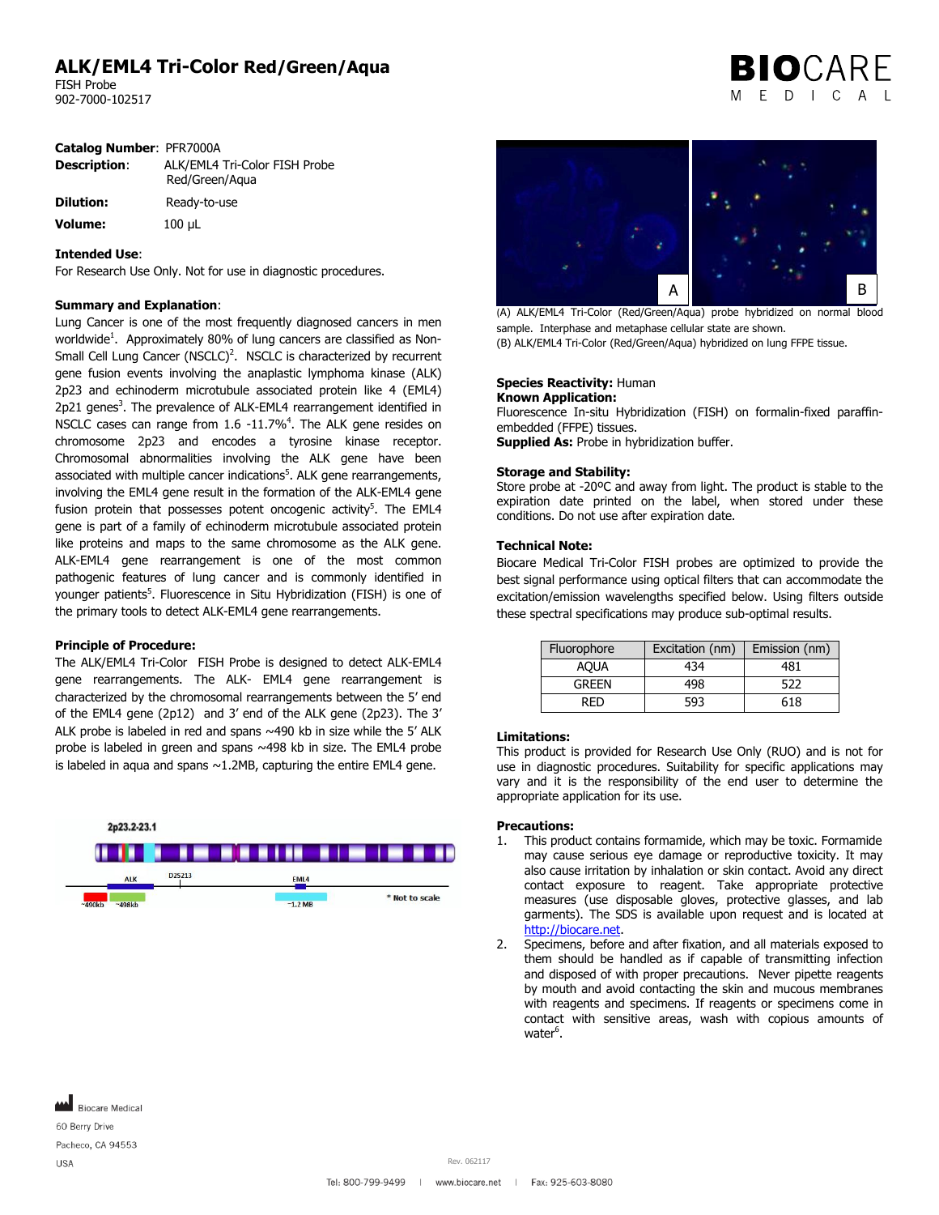# ALK/EML4 Tri-Color Red/Green/Aqua

FISH Probe
902-7000-102517

**Catalog Number**: PFR7000A
**Description**: ALK/EML4 Tri-Color FISH Probe Red/Green/Aqua
**Dilution:** Ready-to-use
**Volume:** 100 µL

**Intended Use**:
For Research Use Only. Not for use in diagnostic procedures.

**Summary and Explanation**:
Lung Cancer is one of the most frequently diagnosed cancers in men worldwide[1]. Approximately 80% of lung cancers are classified as Non-Small Cell Lung Cancer (NSCLC)[2]. NSCLC is characterized by recurrent gene fusion events involving the anaplastic lymphoma kinase (ALK) 2p23 and echinoderm microtubule associated protein like 4 (EML4) 2p21 genes[3]. The prevalence of ALK-EML4 rearrangement identified in NSCLC cases can range from 1.6 -11.7%[4]. The ALK gene resides on chromosome 2p23 and encodes a tyrosine kinase receptor. Chromosomal abnormalities involving the ALK gene have been associated with multiple cancer indications[5]. ALK gene rearrangements, involving the EML4 gene result in the formation of the ALK-EML4 gene fusion protein that possesses potent oncogenic activity[5]. The EML4 gene is part of a family of echinoderm microtubule associated protein like proteins and maps to the same chromosome as the ALK gene. ALK-EML4 gene rearrangement is one of the most common pathogenic features of lung cancer and is commonly identified in younger patients[5]. Fluorescence in Situ Hybridization (FISH) is one of the primary tools to detect ALK-EML4 gene rearrangements.

**Principle of Procedure:**
The ALK/EML4 Tri-Color FISH Probe is designed to detect ALK-EML4 gene rearrangements. The ALK- EML4 gene rearrangement is characterized by the chromosomal rearrangements between the 5' end of the EML4 gene (2p12) and 3' end of the ALK gene (2p23). The 3' ALK probe is labeled in red and spans ~490 kb in size while the 5' ALK probe is labeled in green and spans ~498 kb in size. The EML4 probe is labeled in aqua and spans ~1.2MB, capturing the entire EML4 gene.

2p23.2-23.1
ALK   D2S213   EML4
~490kb   ~498kb   ~1.2 MB
* Not to scale

(A) ALK/EML4 Tri-Color (Red/Green/Aqua) probe hybridized on normal blood sample. Interphase and metaphase cellular state are shown.
(B) ALK/EML4 Tri-Color (Red/Green/Aqua) hybridized on lung FFPE tissue.

**Species Reactivity:** Human
**Known Application:**
Fluorescence In-situ Hybridization (FISH) on formalin-fixed paraffin-embedded (FFPE) tissues.
**Supplied As:** Probe in hybridization buffer.

**Storage and Stability:**
Store probe at -20ºC and away from light. The product is stable to the expiration date printed on the label, when stored under these conditions. Do not use after expiration date.

**Technical Note:**
Biocare Medical Tri-Color FISH probes are optimized to provide the best signal performance using optical filters that can accommodate the excitation/emission wavelengths specified below. Using filters outside these spectral specifications may produce sub-optimal results.

| Fluorophore | Excitation (nm) | Emission (nm) |
|---|---|---|
| AQUA | 434 | 481 |
| GREEN | 498 | 522 |
| RED | 593 | 618 |

**Limitations:**
This product is provided for Research Use Only (RUO) and is not for use in diagnostic procedures. Suitability for specific applications may vary and it is the responsibility of the end user to determine the appropriate application for its use.

**Precautions:**

1. This product contains formamide, which may be toxic. Formamide may cause serious eye damage or reproductive toxicity. It may also cause irritation by inhalation or skin contact. Avoid any direct contact exposure to reagent. Take appropriate protective measures (use disposable gloves, protective glasses, and lab garments). The SDS is available upon request and is located at http://biocare.net.
2. Specimens, before and after fixation, and all materials exposed to them should be handled as if capable of transmitting infection and disposed of with proper precautions. Never pipette reagents by mouth and avoid contacting the skin and mucous membranes with reagents and specimens. If reagents or specimens come in contact with sensitive areas, wash with copious amounts of water[6].

Biocare Medical
60 Berry Drive
Pacheco, CA 94553
USA

Rev. 062117

Tel: 800-799-9499 | www.biocare.net | Fax: 925-603-8080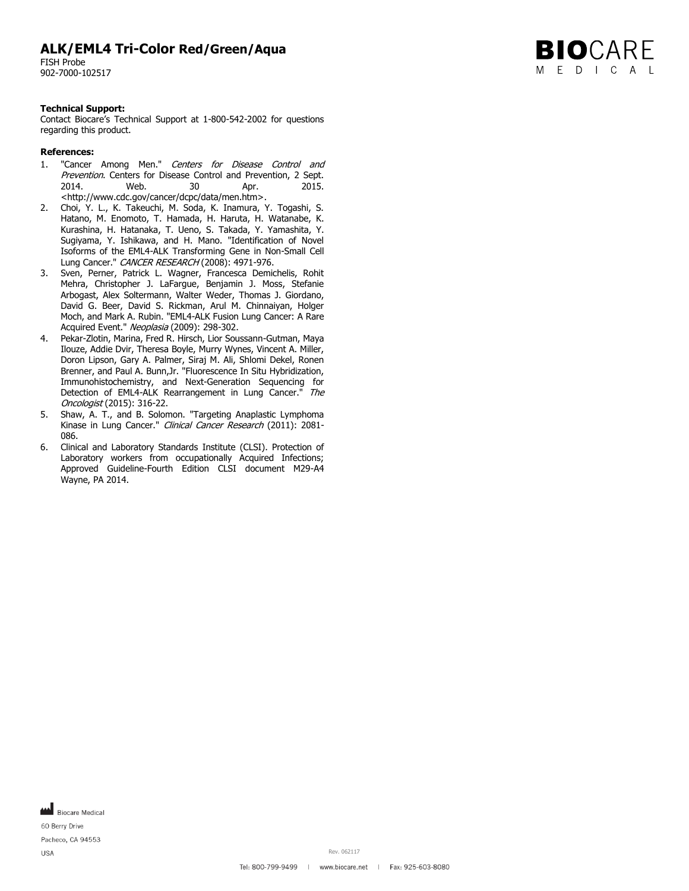**Technical Support:**

Contact Biocare's Technical Support at 1-800-542-2002 for questions regarding this product.

**References:**

1. "Cancer Among Men." *Centers for Disease Control and Prevention*. Centers for Disease Control and Prevention, 2 Sept. 2014. Web. 30 Apr. 2015. <http://www.cdc.gov/cancer/dcpc/data/men.htm>.
2. Choi, Y. L., K. Takeuchi, M. Soda, K. Inamura, Y. Togashi, S. Hatano, M. Enomoto, T. Hamada, H. Haruta, H. Watanabe, K. Kurashina, H. Hatanaka, T. Ueno, S. Takada, Y. Yamashita, Y. Sugiyama, Y. Ishikawa, and H. Mano. "Identification of Novel Isoforms of the EML4-ALK Transforming Gene in Non-Small Cell Lung Cancer." *CANCER RESEARCH* (2008): 4971-976.
3. Sven, Perner, Patrick L. Wagner, Francesca Demichelis, Rohit Mehra, Christopher J. LaFargue, Benjamin J. Moss, Stefanie Arbogast, Alex Soltermann, Walter Weder, Thomas J. Giordano, David G. Beer, David S. Rickman, Arul M. Chinnaiyan, Holger Moch, and Mark A. Rubin. "EML4-ALK Fusion Lung Cancer: A Rare Acquired Event." *Neoplasia* (2009): 298-302.
4. Pekar-Zlotin, Marina, Fred R. Hirsch, Lior Soussann-Gutman, Maya Ilouze, Addie Dvir, Theresa Boyle, Murry Wynes, Vincent A. Miller, Doron Lipson, Gary A. Palmer, Siraj M. Ali, Shlomi Dekel, Ronen Brenner, and Paul A. Bunn,Jr. "Fluorescence In Situ Hybridization, Immunohistochemistry, and Next-Generation Sequencing for Detection of EML4-ALK Rearrangement in Lung Cancer." *The Oncologist* (2015): 316-22.
5. Shaw, A. T., and B. Solomon. "Targeting Anaplastic Lymphoma Kinase in Lung Cancer." *Clinical Cancer Research* (2011): 2081-086.
6. Clinical and Laboratory Standards Institute (CLSI). Protection of Laboratory workers from occupationally Acquired Infections; Approved Guideline-Fourth Edition CLSI document M29-A4 Wayne, PA 2014.

Biocare Medical
60 Berry Drive
Pacheco, CA 94553
USA

Rev. 062117

Tel: 800-799-9499 | www.biocare.net | Fax: 925-603-8080